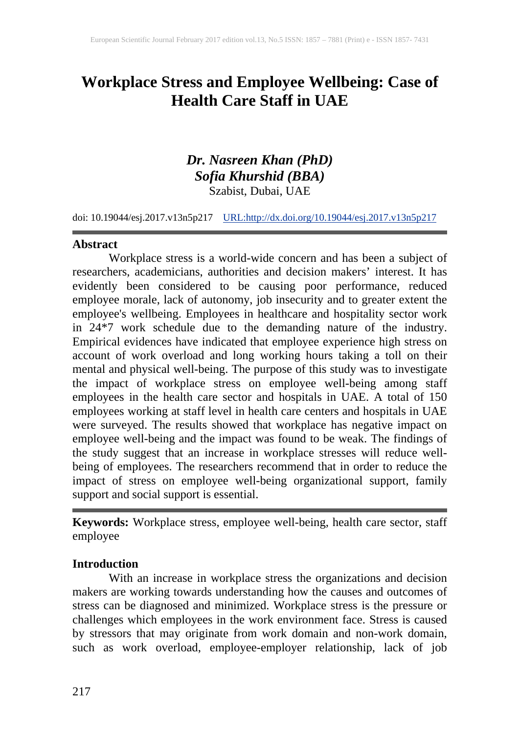# Workplace Stress and Employee Wellbeing: Case of Health Care Staff in UAE

***Dr. Nasreen Khan (PhD)***
***Sofia Khurshid (BBA)***
Szabist, Dubai, UAE

doi: 10.19044/esj.2017.v13n5p217 URL:http://dx.doi.org/10.19044/esj.2017.v13n5p217

## Abstract

Workplace stress is a world-wide concern and has been a subject of researchers, academicians, authorities and decision makers' interest. It has evidently been considered to be causing poor performance, reduced employee morale, lack of autonomy, job insecurity and to greater extent the employee's wellbeing. Employees in healthcare and hospitality sector work in 24*7 work schedule due to the demanding nature of the industry. Empirical evidences have indicated that employee experience high stress on account of work overload and long working hours taking a toll on their mental and physical well-being. The purpose of this study was to investigate the impact of workplace stress on employee well-being among staff employees in the health care sector and hospitals in UAE. A total of 150 employees working at staff level in health care centers and hospitals in UAE were surveyed. The results showed that workplace has negative impact on employee well-being and the impact was found to be weak. The findings of the study suggest that an increase in workplace stresses will reduce well-being of employees. The researchers recommend that in order to reduce the impact of stress on employee well-being organizational support, family support and social support is essential.

**Keywords:** Workplace stress, employee well-being, health care sector, staff employee

## Introduction

With an increase in workplace stress the organizations and decision makers are working towards understanding how the causes and outcomes of stress can be diagnosed and minimized. Workplace stress is the pressure or challenges which employees in the work environment face. Stress is caused by stressors that may originate from work domain and non-work domain, such as work overload, employee-employer relationship, lack of job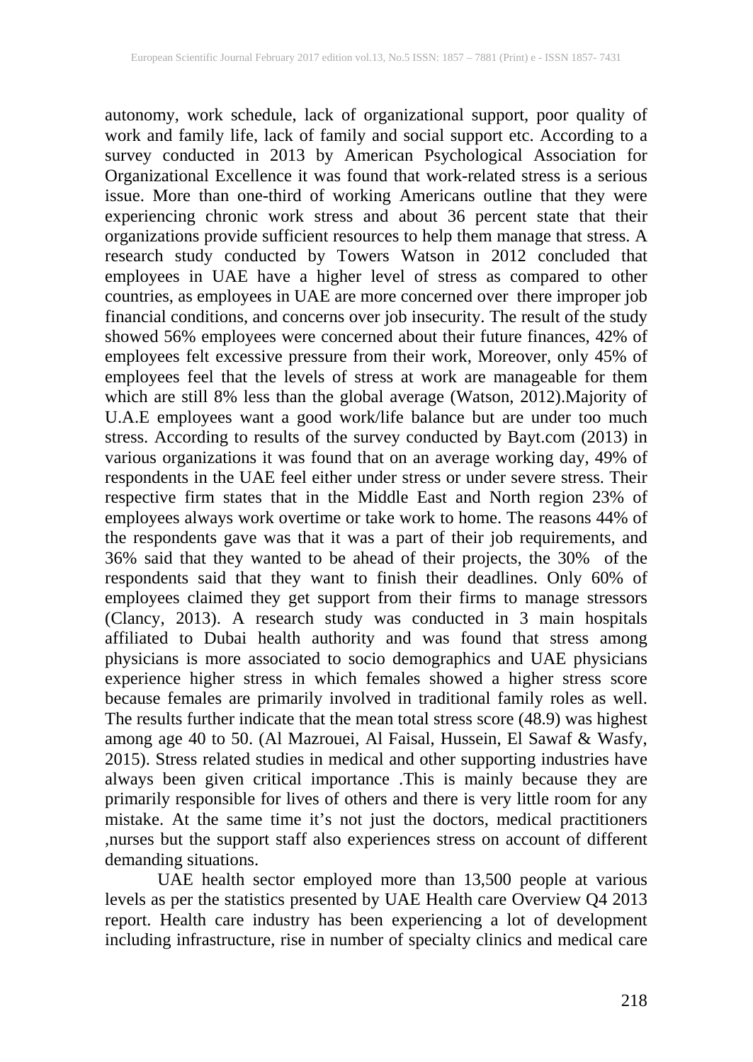autonomy, work schedule, lack of organizational support, poor quality of work and family life, lack of family and social support etc. According to a survey conducted in 2013 by American Psychological Association for Organizational Excellence it was found that work-related stress is a serious issue. More than one-third of working Americans outline that they were experiencing chronic work stress and about 36 percent state that their organizations provide sufficient resources to help them manage that stress. A research study conducted by Towers Watson in 2012 concluded that employees in UAE have a higher level of stress as compared to other countries, as employees in UAE are more concerned over there improper job financial conditions, and concerns over job insecurity. The result of the study showed 56% employees were concerned about their future finances, 42% of employees felt excessive pressure from their work, Moreover, only 45% of employees feel that the levels of stress at work are manageable for them which are still 8% less than the global average (Watson, 2012).Majority of U.A.E employees want a good work/life balance but are under too much stress. According to results of the survey conducted by Bayt.com (2013) in various organizations it was found that on an average working day, 49% of respondents in the UAE feel either under stress or under severe stress. Their respective firm states that in the Middle East and North region 23% of employees always work overtime or take work to home. The reasons 44% of the respondents gave was that it was a part of their job requirements, and 36% said that they wanted to be ahead of their projects, the 30% of the respondents said that they want to finish their deadlines. Only 60% of employees claimed they get support from their firms to manage stressors (Clancy, 2013). A research study was conducted in 3 main hospitals affiliated to Dubai health authority and was found that stress among physicians is more associated to socio demographics and UAE physicians experience higher stress in which females showed a higher stress score because females are primarily involved in traditional family roles as well. The results further indicate that the mean total stress score (48.9) was highest among age 40 to 50. (Al Mazrouei, Al Faisal, Hussein, El Sawaf & Wasfy, 2015). Stress related studies in medical and other supporting industries have always been given critical importance .This is mainly because they are primarily responsible for lives of others and there is very little room for any mistake. At the same time it's not just the doctors, medical practitioners ,nurses but the support staff also experiences stress on account of different demanding situations.

UAE health sector employed more than 13,500 people at various levels as per the statistics presented by UAE Health care Overview Q4 2013 report. Health care industry has been experiencing a lot of development including infrastructure, rise in number of specialty clinics and medical care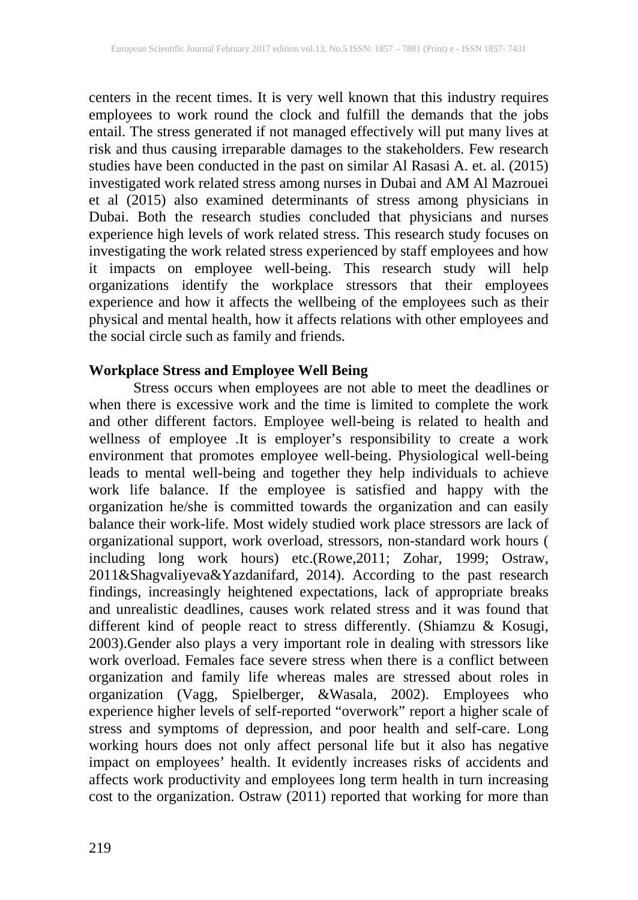centers in the recent times. It is very well known that this industry requires employees to work round the clock and fulfill the demands that the jobs entail. The stress generated if not managed effectively will put many lives at risk and thus causing irreparable damages to the stakeholders. Few research studies have been conducted in the past on similar Al Rasasi A. et. al. (2015) investigated work related stress among nurses in Dubai and AM Al Mazrouei et al (2015) also examined determinants of stress among physicians in Dubai. Both the research studies concluded that physicians and nurses experience high levels of work related stress. This research study focuses on investigating the work related stress experienced by staff employees and how it impacts on employee well-being. This research study will help organizations identify the workplace stressors that their employees experience and how it affects the wellbeing of the employees such as their physical and mental health, how it affects relations with other employees and the social circle such as family and friends.

**Workplace Stress and Employee Well Being**

Stress occurs when employees are not able to meet the deadlines or when there is excessive work and the time is limited to complete the work and other different factors. Employee well-being is related to health and wellness of employee .It is employer's responsibility to create a work environment that promotes employee well-being. Physiological well-being leads to mental well-being and together they help individuals to achieve work life balance. If the employee is satisfied and happy with the organization he/she is committed towards the organization and can easily balance their work-life. Most widely studied work place stressors are lack of organizational support, work overload, stressors, non-standard work hours ( including long work hours) etc.(Rowe,2011; Zohar, 1999; Ostraw, 2011&Shagvaliyeva&Yazdanifard, 2014). According to the past research findings, increasingly heightened expectations, lack of appropriate breaks and unrealistic deadlines, causes work related stress and it was found that different kind of people react to stress differently. (Shiamzu & Kosugi, 2003).Gender also plays a very important role in dealing with stressors like work overload. Females face severe stress when there is a conflict between organization and family life whereas males are stressed about roles in organization (Vagg, Spielberger, &Wasala, 2002). Employees who experience higher levels of self-reported "overwork" report a higher scale of stress and symptoms of depression, and poor health and self-care. Long working hours does not only affect personal life but it also has negative impact on employees' health. It evidently increases risks of accidents and affects work productivity and employees long term health in turn increasing cost to the organization. Ostraw (2011) reported that working for more than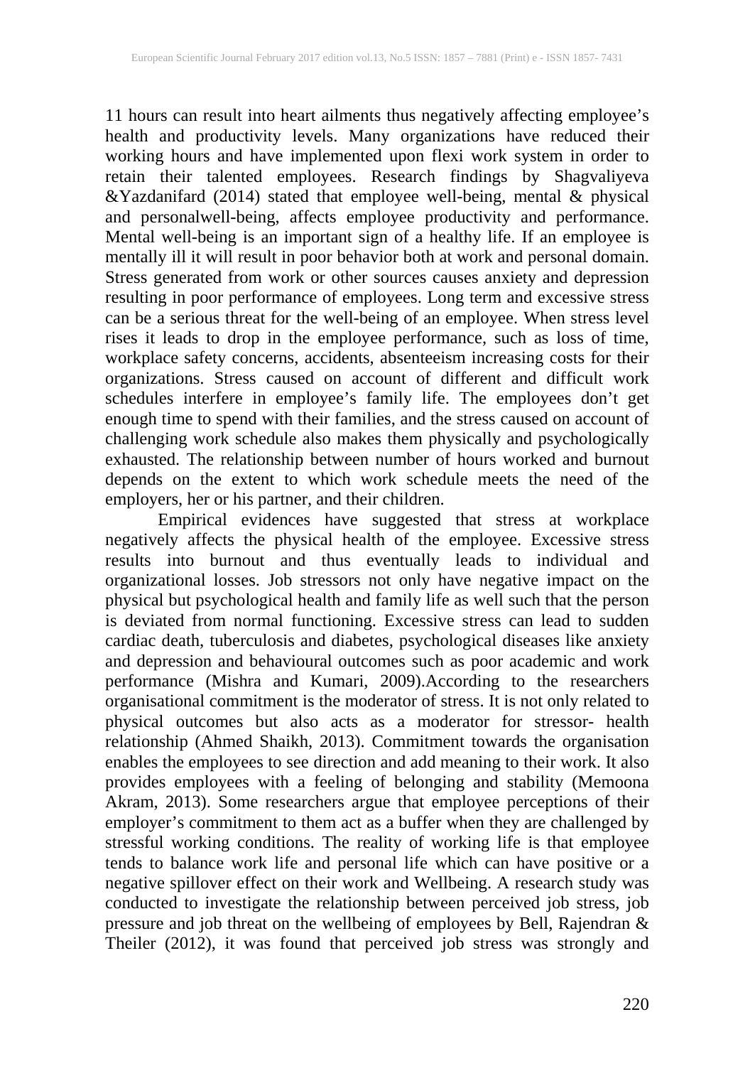11 hours can result into heart ailments thus negatively affecting employee's health and productivity levels. Many organizations have reduced their working hours and have implemented upon flexi work system in order to retain their talented employees. Research findings by Shagvaliyeva &Yazdanifard (2014) stated that employee well-being, mental & physical and personalwell-being, affects employee productivity and performance. Mental well-being is an important sign of a healthy life. If an employee is mentally ill it will result in poor behavior both at work and personal domain. Stress generated from work or other sources causes anxiety and depression resulting in poor performance of employees. Long term and excessive stress can be a serious threat for the well-being of an employee. When stress level rises it leads to drop in the employee performance, such as loss of time, workplace safety concerns, accidents, absenteeism increasing costs for their organizations. Stress caused on account of different and difficult work schedules interfere in employee's family life. The employees don't get enough time to spend with their families, and the stress caused on account of challenging work schedule also makes them physically and psychologically exhausted. The relationship between number of hours worked and burnout depends on the extent to which work schedule meets the need of the employers, her or his partner, and their children.

Empirical evidences have suggested that stress at workplace negatively affects the physical health of the employee. Excessive stress results into burnout and thus eventually leads to individual and organizational losses. Job stressors not only have negative impact on the physical but psychological health and family life as well such that the person is deviated from normal functioning. Excessive stress can lead to sudden cardiac death, tuberculosis and diabetes, psychological diseases like anxiety and depression and behavioural outcomes such as poor academic and work performance (Mishra and Kumari, 2009).According to the researchers organisational commitment is the moderator of stress. It is not only related to physical outcomes but also acts as a moderator for stressor- health relationship (Ahmed Shaikh, 2013). Commitment towards the organisation enables the employees to see direction and add meaning to their work. It also provides employees with a feeling of belonging and stability (Memoona Akram, 2013). Some researchers argue that employee perceptions of their employer's commitment to them act as a buffer when they are challenged by stressful working conditions. The reality of working life is that employee tends to balance work life and personal life which can have positive or a negative spillover effect on their work and Wellbeing. A research study was conducted to investigate the relationship between perceived job stress, job pressure and job threat on the wellbeing of employees by Bell, Rajendran & Theiler (2012), it was found that perceived job stress was strongly and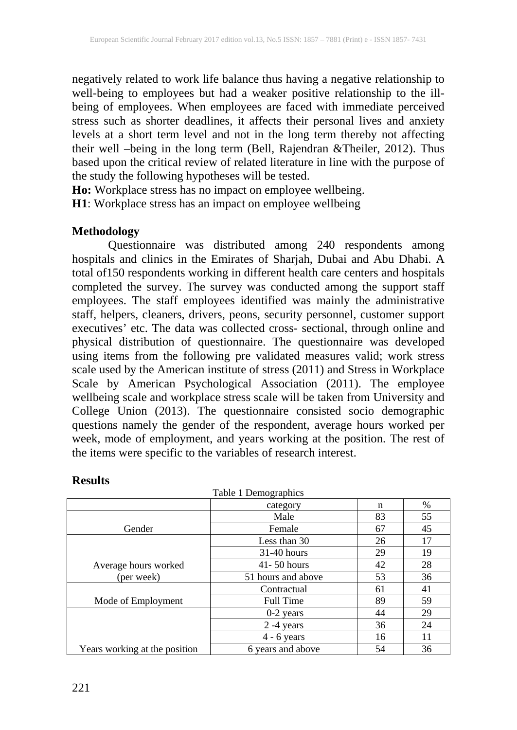negatively related to work life balance thus having a negative relationship to well-being to employees but had a weaker positive relationship to the ill-being of employees. When employees are faced with immediate perceived stress such as shorter deadlines, it affects their personal lives and anxiety levels at a short term level and not in the long term thereby not affecting their well –being in the long term (Bell, Rajendran &Theiler, 2012). Thus based upon the critical review of related literature in line with the purpose of the study the following hypotheses will be tested.

**Ho:** Workplace stress has no impact on employee wellbeing.

**H1**: Workplace stress has an impact on employee wellbeing

## Methodology

Questionnaire was distributed among 240 respondents among hospitals and clinics in the Emirates of Sharjah, Dubai and Abu Dhabi. A total of150 respondents working in different health care centers and hospitals completed the survey. The survey was conducted among the support staff employees. The staff employees identified was mainly the administrative staff, helpers, cleaners, drivers, peons, security personnel, customer support executives' etc. The data was collected cross- sectional, through online and physical distribution of questionnaire. The questionnaire was developed using items from the following pre validated measures valid; work stress scale used by the American institute of stress (2011) and Stress in Workplace Scale by American Psychological Association (2011). The employee wellbeing scale and workplace stress scale will be taken from University and College Union (2013). The questionnaire consisted socio demographic questions namely the gender of the respondent, average hours worked per week, mode of employment, and years working at the position. The rest of the items were specific to the variables of research interest.

## Results

Table 1 Demographics

| | category | n | % |
|---|---|---|---|
| Gender | Male | 83 | 55 |
| | Female | 67 | 45 |
| Average hours worked (per week) | Less than 30 | 26 | 17 |
| | 31-40 hours | 29 | 19 |
| | 41- 50 hours | 42 | 28 |
| | 51 hours and above | 53 | 36 |
| Mode of Employment | Contractual | 61 | 41 |
| | Full Time | 89 | 59 |
| Years working at the position | 0-2 years | 44 | 29 |
| | 2 -4 years | 36 | 24 |
| | 4 - 6 years | 16 | 11 |
| | 6 years and above | 54 | 36 |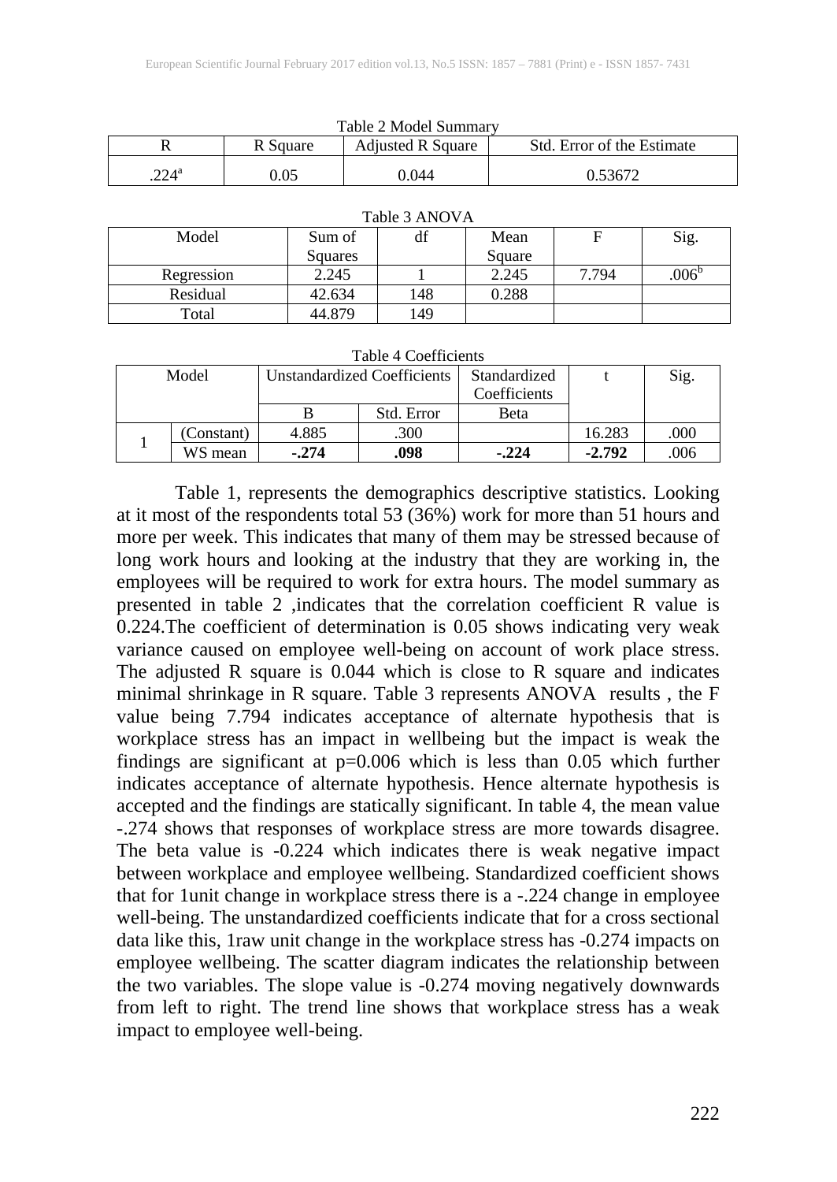Table 2 Model Summary

| R | R Square | Adjusted R Square | Std. Error of the Estimate |
|---|---|---|---|
| .224[a] | 0.05 | 0.044 | 0.53672 |

Table 3 ANOVA

| Model | Sum of Squares | df | Mean Square | F | Sig. |
|---|---|---|---|---|---|
| Regression | 2.245 | 1 | 2.245 | 7.794 | .006[b] |
| Residual | 42.634 | 148 | 0.288 | | |
| Total | 44.879 | 149 | | | |

Table 4 Coefficients

| Model | | Unstandardized Coefficients | | Standardized Coefficients | t | Sig. |
|---|---|---|---|---|---|---|
| | | B | Std. Error | Beta | | |
| 1 | (Constant) | 4.885 | .300 | | 16.283 | .000 |
| | WS mean | **-.274** | **.098** | **-.224** | **-2.792** | .006 |

Table 1, represents the demographics descriptive statistics. Looking at it most of the respondents total 53 (36%) work for more than 51 hours and more per week. This indicates that many of them may be stressed because of long work hours and looking at the industry that they are working in, the employees will be required to work for extra hours. The model summary as presented in table 2 ,indicates that the correlation coefficient R value is 0.224.The coefficient of determination is 0.05 shows indicating very weak variance caused on employee well-being on account of work place stress. The adjusted R square is 0.044 which is close to R square and indicates minimal shrinkage in R square. Table 3 represents ANOVA results , the F value being 7.794 indicates acceptance of alternate hypothesis that is workplace stress has an impact in wellbeing but the impact is weak the findings are significant at p=0.006 which is less than 0.05 which further indicates acceptance of alternate hypothesis. Hence alternate hypothesis is accepted and the findings are statically significant. In table 4, the mean value -.274 shows that responses of workplace stress are more towards disagree. The beta value is -0.224 which indicates there is weak negative impact between workplace and employee wellbeing. Standardized coefficient shows that for 1unit change in workplace stress there is a -.224 change in employee well-being. The unstandardized coefficients indicate that for a cross sectional data like this, 1raw unit change in the workplace stress has -0.274 impacts on employee wellbeing. The scatter diagram indicates the relationship between the two variables. The slope value is -0.274 moving negatively downwards from left to right. The trend line shows that workplace stress has a weak impact to employee well-being.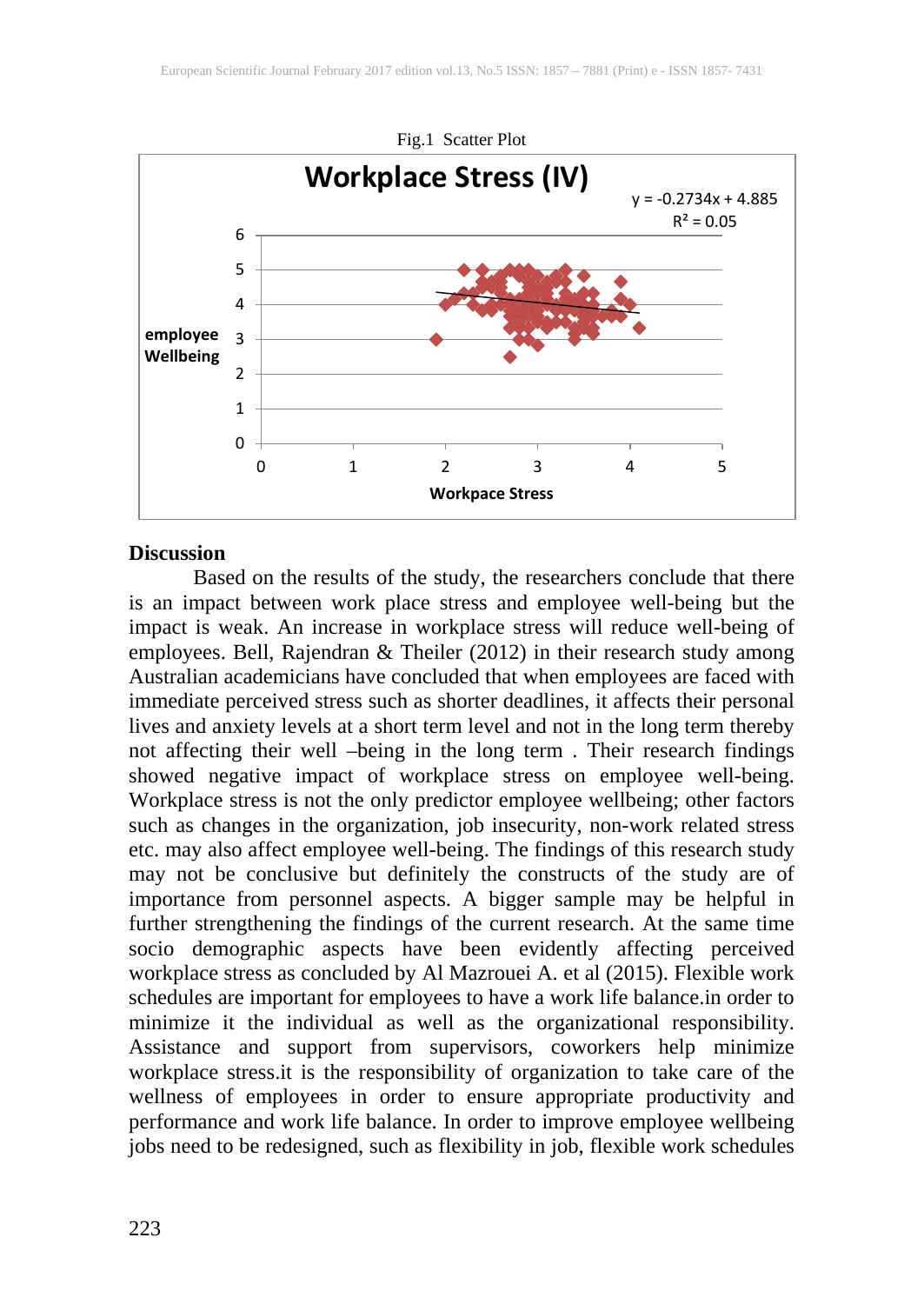Fig.1 Scatter Plot

**Workplace Stress (IV)**

$y = -0.2734x + 4.885$
$R^2 = 0.05$

employee Wellbeing

Workpace Stress

## Discussion

Based on the results of the study, the researchers conclude that there is an impact between work place stress and employee well-being but the impact is weak. An increase in workplace stress will reduce well-being of employees. Bell, Rajendran & Theiler (2012) in their research study among Australian academicians have concluded that when employees are faced with immediate perceived stress such as shorter deadlines, it affects their personal lives and anxiety levels at a short term level and not in the long term thereby not affecting their well –being in the long term . Their research findings showed negative impact of workplace stress on employee well-being. Workplace stress is not the only predictor employee wellbeing; other factors such as changes in the organization, job insecurity, non-work related stress etc. may also affect employee well-being. The findings of this research study may not be conclusive but definitely the constructs of the study are of importance from personnel aspects. A bigger sample may be helpful in further strengthening the findings of the current research. At the same time socio demographic aspects have been evidently affecting perceived workplace stress as concluded by Al Mazrouei A. et al (2015). Flexible work schedules are important for employees to have a work life balance.in order to minimize it the individual as well as the organizational responsibility. Assistance and support from supervisors, coworkers help minimize workplace stress.it is the responsibility of organization to take care of the wellness of employees in order to ensure appropriate productivity and performance and work life balance. In order to improve employee wellbeing jobs need to be redesigned, such as flexibility in job, flexible work schedules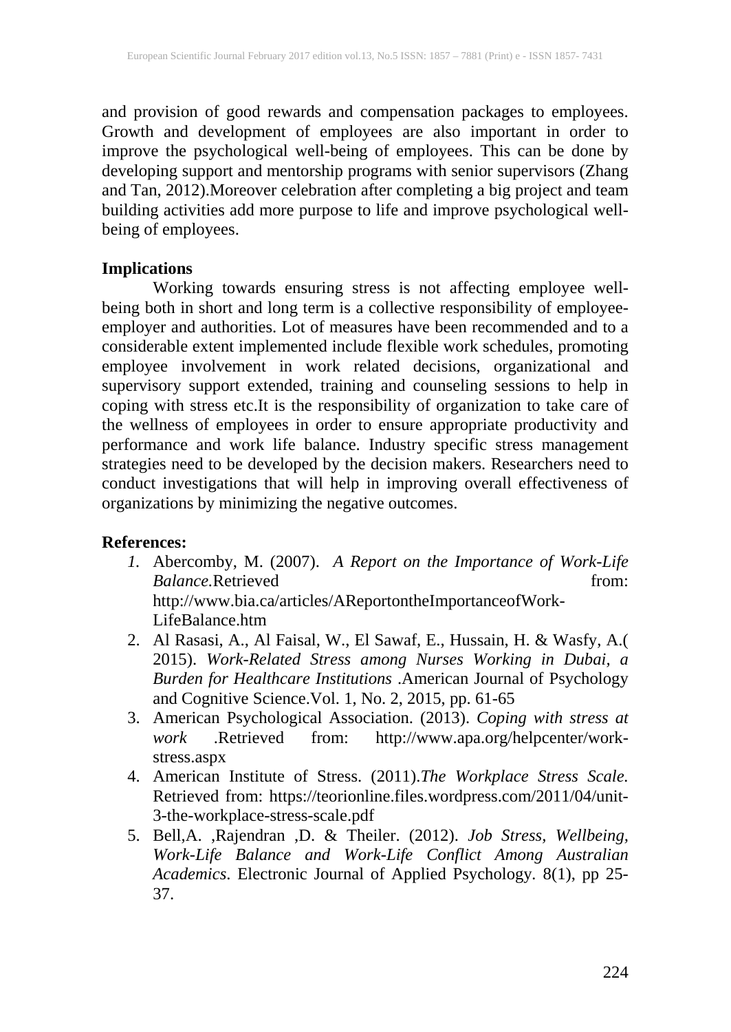and provision of good rewards and compensation packages to employees. Growth and development of employees are also important in order to improve the psychological well-being of employees. This can be done by developing support and mentorship programs with senior supervisors (Zhang and Tan, 2012).Moreover celebration after completing a big project and team building activities add more purpose to life and improve psychological well-being of employees.

## Implications

Working towards ensuring stress is not affecting employee well-being both in short and long term is a collective responsibility of employee-employer and authorities. Lot of measures have been recommended and to a considerable extent implemented include flexible work schedules, promoting employee involvement in work related decisions, organizational and supervisory support extended, training and counseling sessions to help in coping with stress etc.It is the responsibility of organization to take care of the wellness of employees in order to ensure appropriate productivity and performance and work life balance. Industry specific stress management strategies need to be developed by the decision makers. Researchers need to conduct investigations that will help in improving overall effectiveness of organizations by minimizing the negative outcomes.

## References:

1. Abercomby, M. (2007). *A Report on the Importance of Work-Life Balance.*Retrieved from: http://www.bia.ca/articles/AReportontheImportanceofWork-LifeBalance.htm
2. Al Rasasi, A., Al Faisal, W., El Sawaf, E., Hussain, H. & Wasfy, A.( 2015). *Work-Related Stress among Nurses Working in Dubai, a Burden for Healthcare Institutions* .American Journal of Psychology and Cognitive Science.Vol. 1, No. 2, 2015, pp. 61-65
3. American Psychological Association. (2013). *Coping with stress at work* .Retrieved from: http://www.apa.org/helpcenter/work-stress.aspx
4. American Institute of Stress. (2011).*The Workplace Stress Scale.* Retrieved from: https://teorionline.files.wordpress.com/2011/04/unit-3-the-workplace-stress-scale.pdf
5. Bell,A. ,Rajendran ,D. & Theiler. (2012). *Job Stress, Wellbeing, Work-Life Balance and Work-Life Conflict Among Australian Academics*. Electronic Journal of Applied Psychology. 8(1), pp 25-37.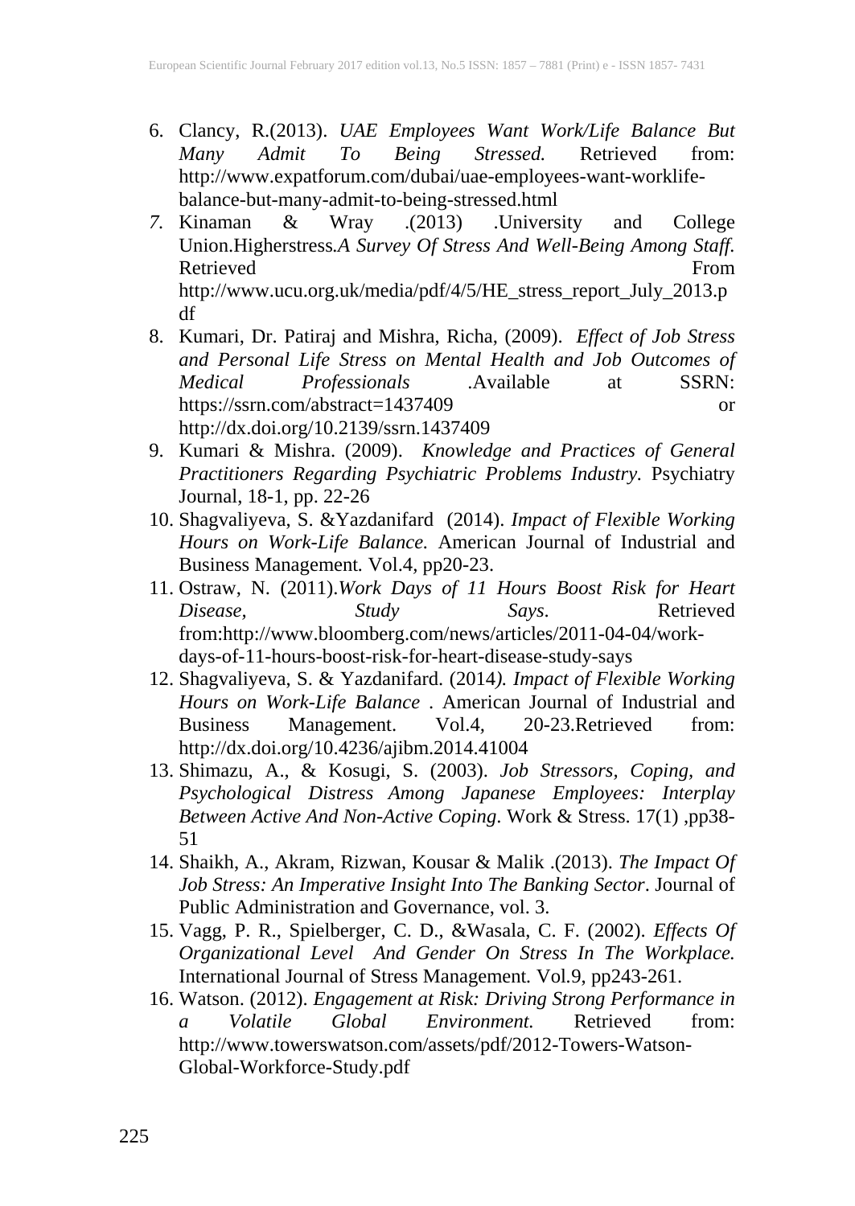6. Clancy, R.(2013). *UAE Employees Want Work/Life Balance But Many Admit To Being Stressed.* Retrieved from: http://www.expatforum.com/dubai/uae-employees-want-worklife-balance-but-many-admit-to-being-stressed.html
7. Kinaman & Wray .(2013) .University and College Union.Higherstress.*A Survey Of Stress And Well-Being Among Staff.* Retrieved From http://www.ucu.org.uk/media/pdf/4/5/HE_stress_report_July_2013.pdf
8. Kumari, Dr. Patiraj and Mishra, Richa, (2009). *Effect of Job Stress and Personal Life Stress on Mental Health and Job Outcomes of Medical Professionals* .Available at SSRN: https://ssrn.com/abstract=1437409 or http://dx.doi.org/10.2139/ssrn.1437409
9. Kumari & Mishra. (2009). *Knowledge and Practices of General Practitioners Regarding Psychiatric Problems Industry.* Psychiatry Journal, 18-1, pp. 22-26
10. Shagvaliyeva, S. &Yazdanifard (2014). *Impact of Flexible Working Hours on Work-Life Balance.* American Journal of Industrial and Business Management. Vol.4, pp20-23.
11. Ostraw, N. (2011).*Work Days of 11 Hours Boost Risk for Heart Disease, Study Says*. Retrieved from:http://www.bloomberg.com/news/articles/2011-04-04/work-days-of-11-hours-boost-risk-for-heart-disease-study-says
12. Shagvaliyeva, S. & Yazdanifard. (2014*). Impact of Flexible Working Hours on Work-Life Balance* . American Journal of Industrial and Business Management. Vol.4, 20-23.Retrieved from: http://dx.doi.org/10.4236/ajibm.2014.41004
13. Shimazu, A., & Kosugi, S. (2003). *Job Stressors, Coping, and Psychological Distress Among Japanese Employees: Interplay Between Active And Non-Active Coping.* Work & Stress. 17(1) ,pp38-51
14. Shaikh, A., Akram, Rizwan, Kousar & Malik .(2013). *The Impact Of Job Stress: An Imperative Insight Into The Banking Sector*. Journal of Public Administration and Governance, vol. 3.
15. Vagg, P. R., Spielberger, C. D., &Wasala, C. F. (2002). *Effects Of Organizational Level And Gender On Stress In The Workplace.* International Journal of Stress Management. Vol.9, pp243-261.
16. Watson. (2012). *Engagement at Risk: Driving Strong Performance in a Volatile Global Environment.* Retrieved from: http://www.towerswatson.com/assets/pdf/2012-Towers-Watson-Global-Workforce-Study.pdf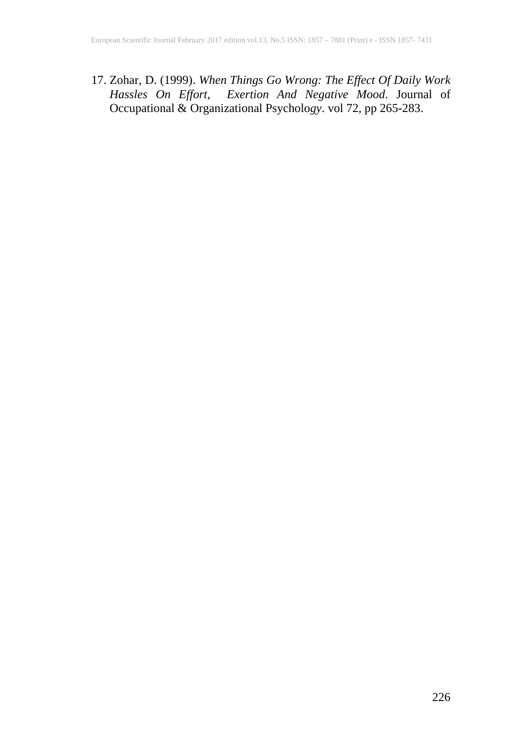17. Zohar, D. (1999). *When Things Go Wrong: The Effect Of Daily Work Hassles On Effort, Exertion And Negative Mood*. Journal of Occupational & Organizational Psycholo*gy*. vol 72, pp 265-283.